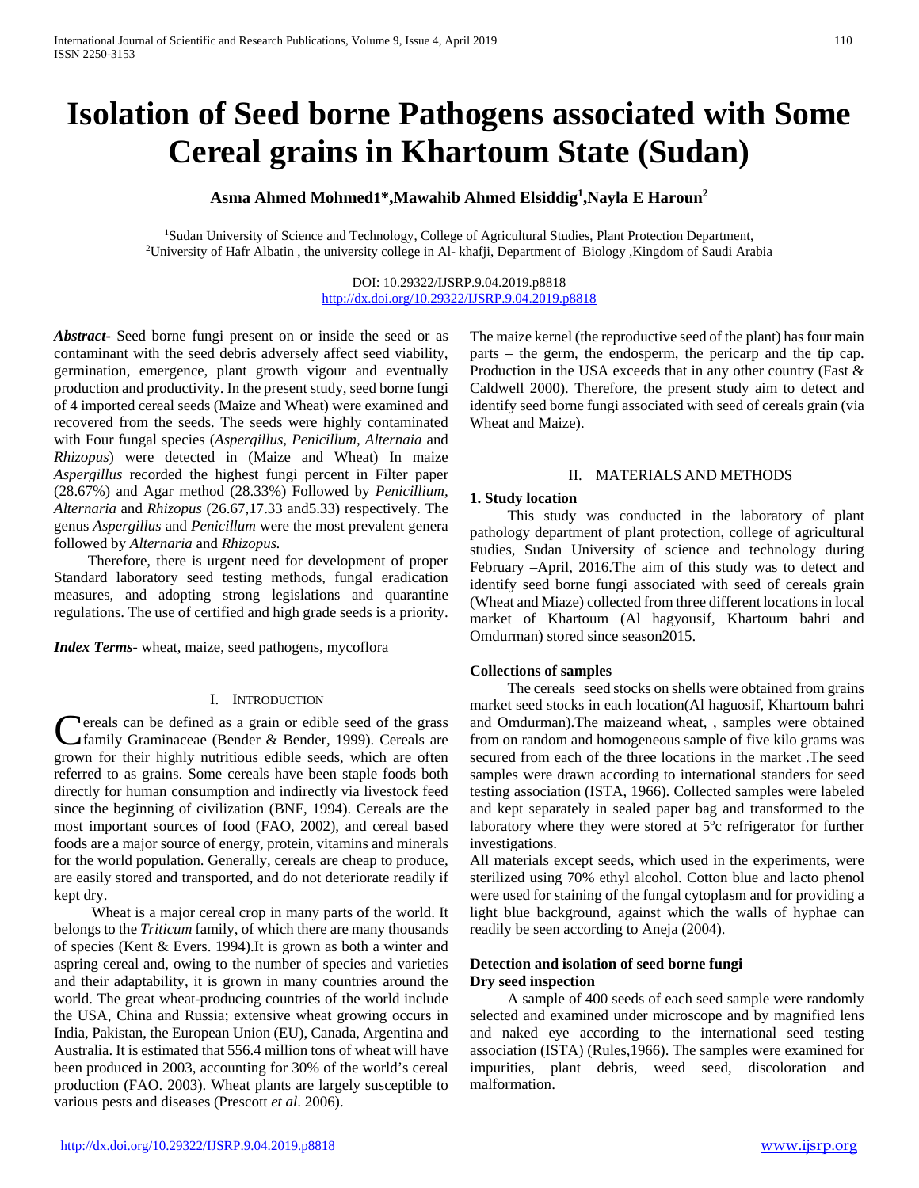# Isolation of Seed borne Pathogens associated with Some Cereal grains in Khartoum State (Sudan)

**Asma Ahmed Mohmed1*,Mawahib Ahmed Elsiddig[1],Nayla E Haroun[2]**

[1]Sudan University of Science and Technology, College of Agricultural Studies, Plant Protection Department,
[2]University of Hafr Albatin , the university college in Al- khafji, Department of Biology ,Kingdom of Saudi Arabia

DOI: 10.29322/IJSRP.9.04.2019.p8818
http://dx.doi.org/10.29322/IJSRP.9.04.2019.p8818

***Abstract***- Seed borne fungi present on or inside the seed or as contaminant with the seed debris adversely affect seed viability, germination, emergence, plant growth vigour and eventually production and productivity. In the present study, seed borne fungi of 4 imported cereal seeds (Maize and Wheat) were examined and recovered from the seeds. The seeds were highly contaminated with Four fungal species (*Aspergillus, Penicillum, Alternaia* and *Rhizopus*) were detected in (Maize and Wheat) In maize *Aspergillus* recorded the highest fungi percent in Filter paper (28.67%) and Agar method (28.33%) Followed by *Penicillium, Alternaria* and *Rhizopus* (26.67,17.33 and5.33) respectively. The genus *Aspergillus* and *Penicillum* were the most prevalent genera followed by *Alternaria* and *Rhizopus.*

Therefore, there is urgent need for development of proper Standard laboratory seed testing methods, fungal eradication measures, and adopting strong legislations and quarantine regulations. The use of certified and high grade seeds is a priority.

***Index Terms***- wheat, maize, seed pathogens, mycoflora

## I. Introduction

Cereals can be defined as a grain or edible seed of the grass family Graminaceae (Bender & Bender, 1999). Cereals are grown for their highly nutritious edible seeds, which are often referred to as grains. Some cereals have been staple foods both directly for human consumption and indirectly via livestock feed since the beginning of civilization (BNF, 1994). Cereals are the most important sources of food (FAO, 2002), and cereal based foods are a major source of energy, protein, vitamins and minerals for the world population. Generally, cereals are cheap to produce, are easily stored and transported, and do not deteriorate readily if kept dry.

Wheat is a major cereal crop in many parts of the world. It belongs to the *Triticum* family, of which there are many thousands of species (Kent & Evers. 1994).It is grown as both a winter and aspring cereal and, owing to the number of species and varieties and their adaptability, it is grown in many countries around the world. The great wheat-producing countries of the world include the USA, China and Russia; extensive wheat growing occurs in India, Pakistan, the European Union (EU), Canada, Argentina and Australia. It is estimated that 556.4 million tons of wheat will have been produced in 2003, accounting for 30% of the world's cereal production (FAO. 2003). Wheat plants are largely susceptible to various pests and diseases (Prescott *et al*. 2006).

The maize kernel (the reproductive seed of the plant) has four main parts – the germ, the endosperm, the pericarp and the tip cap. Production in the USA exceeds that in any other country (Fast & Caldwell 2000). Therefore, the present study aim to detect and identify seed borne fungi associated with seed of cereals grain (via Wheat and Maize).

## II. Materials and Methods

**1. Study location**

This study was conducted in the laboratory of plant pathology department of plant protection, college of agricultural studies, Sudan University of science and technology during February –April, 2016.The aim of this study was to detect and identify seed borne fungi associated with seed of cereals grain (Wheat and Miaze) collected from three different locations in local market of Khartoum (Al hagyousif, Khartoum bahri and Omdurman) stored since season2015.

**Collections of samples**

The cereals seed stocks on shells were obtained from grains market seed stocks in each location(Al haguosif, Khartoum bahri and Omdurman).The maizeand wheat, , samples were obtained from on random and homogeneous sample of five kilo grams was secured from each of the three locations in the market .The seed samples were drawn according to international standers for seed testing association (ISTA, 1966). Collected samples were labeled and kept separately in sealed paper bag and transformed to the laboratory where they were stored at 5ºc refrigerator for further investigations.

All materials except seeds, which used in the experiments, were sterilized using 70% ethyl alcohol. Cotton blue and lacto phenol were used for staining of the fungal cytoplasm and for providing a light blue background, against which the walls of hyphae can readily be seen according to Aneja (2004).

**Detection and isolation of seed borne fungi**

**Dry seed inspection**

A sample of 400 seeds of each seed sample were randomly selected and examined under microscope and by magnified lens and naked eye according to the international seed testing association (ISTA) (Rules,1966). The samples were examined for impurities, plant debris, weed seed, discoloration and malformation.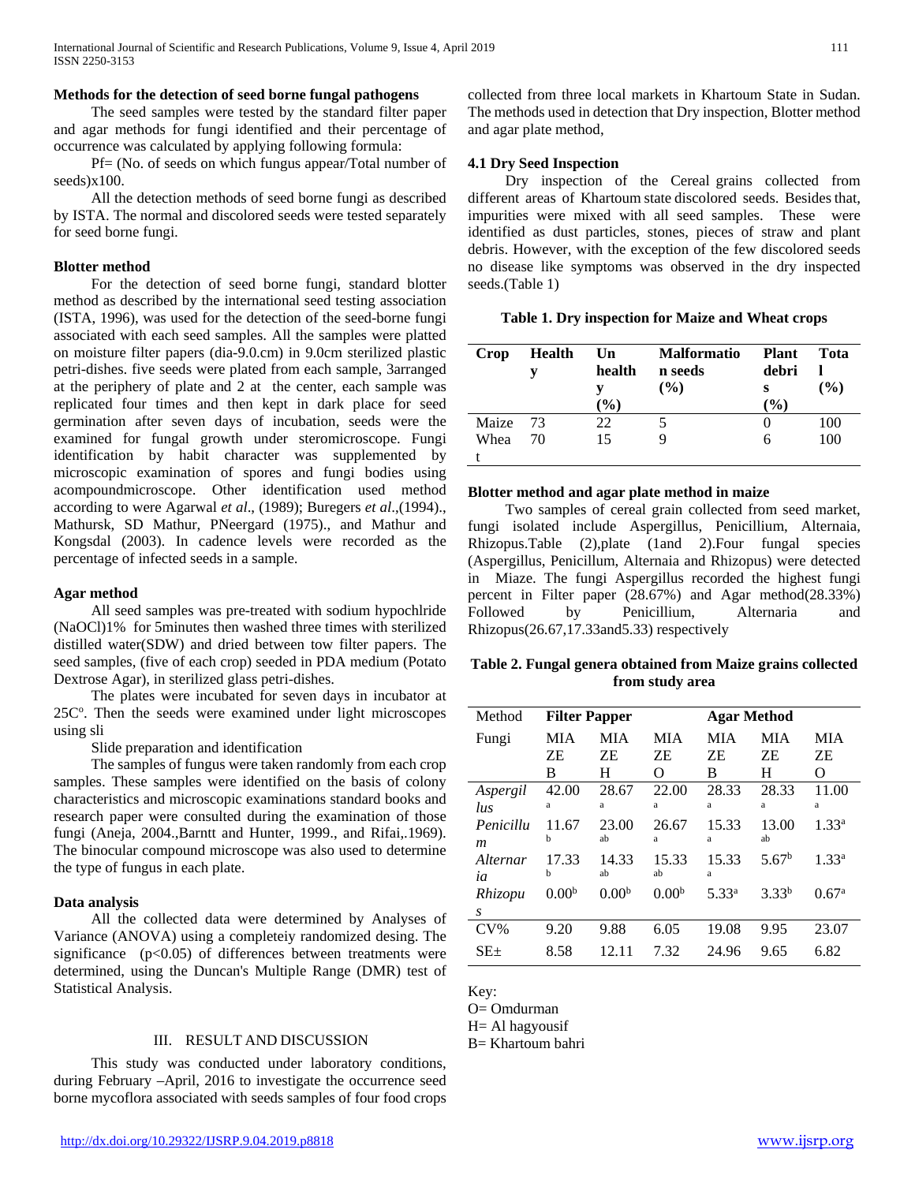**Methods for the detection of seed borne fungal pathogens**

The seed samples were tested by the standard filter paper and agar methods for fungi identified and their percentage of occurrence was calculated by applying following formula:

Pf= (No. of seeds on which fungus appear/Total number of seeds)x100.

All the detection methods of seed borne fungi as described by ISTA. The normal and discolored seeds were tested separately for seed borne fungi.

**Blotter method**

For the detection of seed borne fungi, standard blotter method as described by the international seed testing association (ISTA, 1996), was used for the detection of the seed-borne fungi associated with each seed samples. All the samples were platted on moisture filter papers (dia-9.0.cm) in 9.0cm sterilized plastic petri-dishes. five seeds were plated from each sample, 3arranged at the periphery of plate and 2 at the center, each sample was replicated four times and then kept in dark place for seed germination after seven days of incubation, seeds were the examined for fungal growth under steromicroscope. Fungi identification by habit character was supplemented by microscopic examination of spores and fungi bodies using acompoundmicroscope. Other identification used method according to were Agarwal *et al*., (1989); Buregers *et al*.,(1994)., Mathursk, SD Mathur, PNeergard (1975)., and Mathur and Kongsdal (2003). In cadence levels were recorded as the percentage of infected seeds in a sample.

**Agar method**

All seed samples was pre-treated with sodium hypochlride (NaOCl)1% for 5minutes then washed three times with sterilized distilled water(SDW) and dried between tow filter papers. The seed samples, (five of each crop) seeded in PDA medium (Potato Dextrose Agar), in sterilized glass petri-dishes.

The plates were incubated for seven days in incubator at 25Cº. Then the seeds were examined under light microscopes using sli

Slide preparation and identification

The samples of fungus were taken randomly from each crop samples. These samples were identified on the basis of colony characteristics and microscopic examinations standard books and research paper were consulted during the examination of those fungi (Aneja, 2004.,Barntt and Hunter, 1999., and Rifai,.1969). The binocular compound microscope was also used to determine the type of fungus in each plate.

**Data analysis**

All the collected data were determined by Analyses of Variance (ANOVA) using a completeiy randomized desing. The significance ($p<0.05$) of differences between treatments were determined, using the Duncan's Multiple Range (DMR) test of Statistical Analysis.

## III. RESULT AND DISCUSSION

This study was conducted under laboratory conditions, during February –April, 2016 to investigate the occurrence seed borne mycoflora associated with seeds samples of four food crops collected from three local markets in Khartoum State in Sudan. The methods used in detection that Dry inspection, Blotter method and agar plate method,

### 4.1 Dry Seed Inspection

Dry inspection of the Cereal grains collected from different areas of Khartoum state discolored seeds. Besides that, impurities were mixed with all seed samples. These were identified as dust particles, stones, pieces of straw and plant debris. However, with the exception of the few discolored seeds no disease like symptoms was observed in the dry inspected seeds.(Table 1)

**Table 1. Dry inspection for Maize and Wheat crops**

| Crop | Healthy | Un healthy (%) | Malformation seeds (%) | Plant debris (%) | Total (%) |
|---|---|---|---|---|---|
| Maize | 73 | 22 | 5 | 0 | 100 |
| Wheat | 70 | 15 | 9 | 6 | 100 |

**Blotter method and agar plate method in maize**

Two samples of cereal grain collected from seed market, fungi isolated include Aspergillus, Penicillium, Alternaia, Rhizopus.Table (2),plate (1and 2).Four fungal species (Aspergillus, Penicillum, Alternaia and Rhizopus) were detected in Miaze. The fungi Aspergillus recorded the highest fungi percent in Filter paper (28.67%) and Agar method(28.33%) Followed by Penicillium, Alternaria and Rhizopus(26.67,17.33and5.33) respectively

**Table 2. Fungal genera obtained from Maize grains collected from study area**

| Method | Filter Papper | | | Agar Method | | |
|---|---|---|---|---|---|---|
| Fungi | MIAZEB | MIAZEH | MIAZEO | MIAZEB | MIAZEH | MIAZEO |
| *Aspergillus* | 42.00 a | 28.67 a | 22.00 a | 28.33 a | 28.33 a | 11.00 a |
| *Penicillum* | 11.67 b | 23.00 ab | 26.67 a | 15.33 a | 13.00 ab | 1.33 a |
| *Alternaria* | 17.33 b | 14.33 ab | 15.33 ab | 15.33 a | 5.67 b | 1.33 a |
| *Rhizopus* | 0.00 b | 0.00 b | 0.00 b | 5.33 a | 3.33 b | 0.67 a |
| CV% | 9.20 | 9.88 | 6.05 | 19.08 | 9.95 | 23.07 |
| SE± | 8.58 | 12.11 | 7.32 | 24.96 | 9.65 | 6.82 |

Key:
O= Omdurman
H= Al hagyousif
B= Khartoum bahri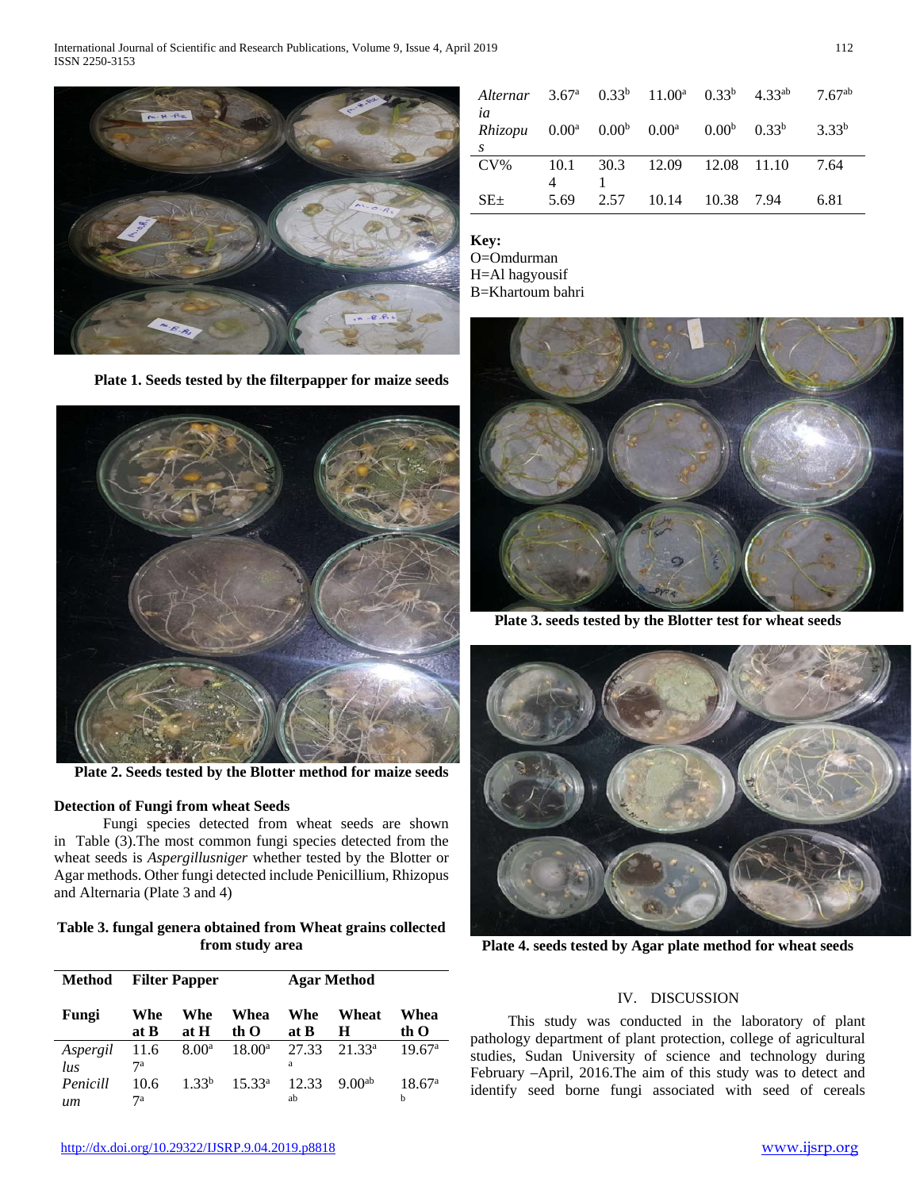Plate 1. Seeds tested by the filterpapper for maize seeds

Plate 2. Seeds tested by the Blotter method for maize seeds

### Detection of Fungi from wheat Seeds

Fungi species detected from wheat seeds are shown in Table (3).The most common fungi species detected from the wheat seeds is *Aspergillusniger* whether tested by the Blotter or Agar methods. Other fungi detected include Penicillium, Rhizopus and Alternaria (Plate 3 and 4)

**Table 3. fungal genera obtained from Wheat grains collected from study area**

| Method | Filter Papper | | | Agar Method | | |
|---|---|---|---|---|---|---|
| **Fungi** | **Wheat B** | **Wheat H** | **Wheat O** | **Wheat B** | **Wheat H** | **Wheat O** |
| *Aspergillus* | 11.67[a] | 8.00[a] | 18.00[a] | 27.33[a] | 21.33[a] | 19.67[a] |
| *Penicillium* | 10.67[a] | 1.33[b] | 15.33[a] | 12.33[ab] | 9.00[ab] | 18.67[ab] |
| *Alternaria* | 3.67[a] | 0.33[b] | 11.00[a] | 0.33[b] | 4.33[ab] | 7.67[ab] |
| *Rhizopus* | 0.00[a] | 0.00[b] | 0.00[a] | 0.00[b] | 0.33[b] | 3.33[b] |
| CV% | 10.14 | 30.31 | 12.09 | 12.08 | 11.10 | 7.64 |
| SE± | 5.69 | 2.57 | 10.14 | 10.38 | 7.94 | 6.81 |

**Key:**
O=Omdurman
H=Al hagyousif
B=Khartoum bahri

Plate 3. seeds tested by the Blotter test for wheat seeds

Plate 4. seeds tested by Agar plate method for wheat seeds

## IV. DISCUSSION

This study was conducted in the laboratory of plant pathology department of plant protection, college of agricultural studies, Sudan University of science and technology during February –April, 2016.The aim of this study was to detect and identify seed borne fungi associated with seed of cereals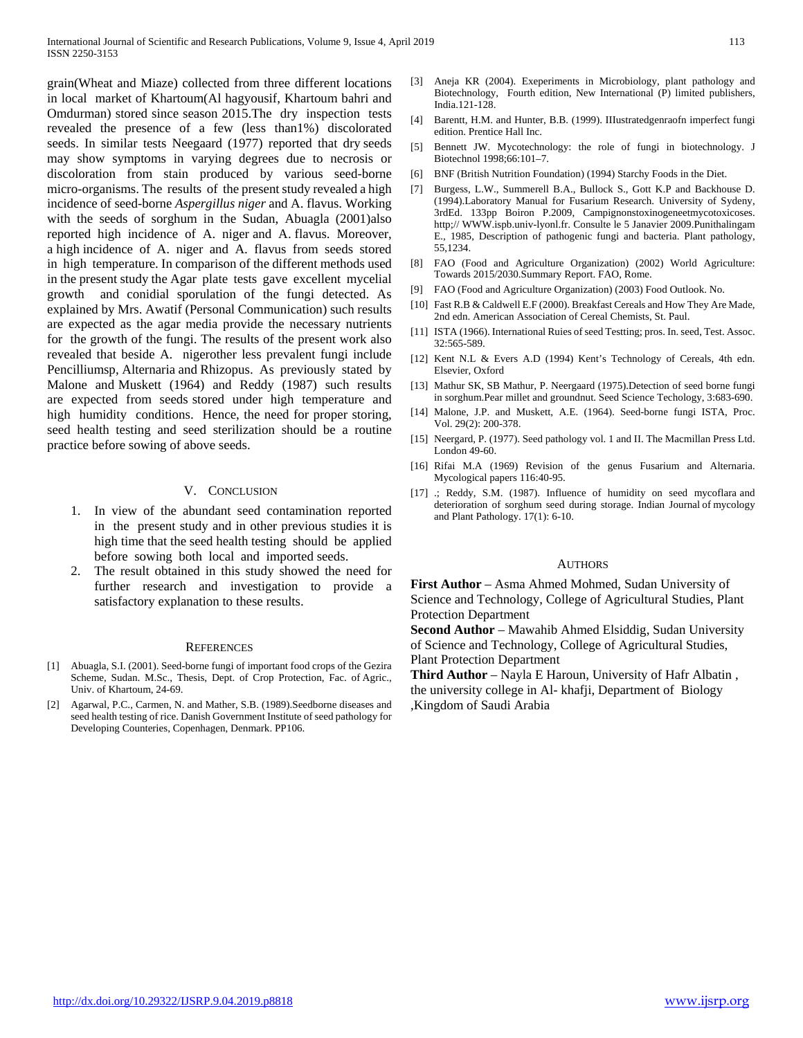grain(Wheat and Miaze) collected from three different locations in local market of Khartoum(Al hagyousif, Khartoum bahri and Omdurman) stored since season 2015.The dry inspection tests revealed the presence of a few (less than1%) discolorated seeds. In similar tests Neegaard (1977) reported that dry seeds may show symptoms in varying degrees due to necrosis or discoloration from stain produced by various seed-borne micro-organisms. The results of the present study revealed a high incidence of seed-borne *Aspergillus niger* and A. flavus. Working with the seeds of sorghum in the Sudan, Abuagla (2001)also reported high incidence of A. niger and A. flavus. Moreover, a high incidence of A. niger and A. flavus from seeds stored in high temperature. In comparison of the different methods used in the present study the Agar plate tests gave excellent mycelial growth and conidial sporulation of the fungi detected. As explained by Mrs. Awatif (Personal Communication) such results are expected as the agar media provide the necessary nutrients for the growth of the fungi. The results of the present work also revealed that beside A. nigerother less prevalent fungi include Pencilliumsp, Alternaria and Rhizopus. As previously stated by Malone and Muskett (1964) and Reddy (1987) such results are expected from seeds stored under high temperature and high humidity conditions. Hence, the need for proper storing, seed health testing and seed sterilization should be a routine practice before sowing of above seeds.

## V. Conclusion

1. In view of the abundant seed contamination reported in the present study and in other previous studies it is high time that the seed health testing should be applied before sowing both local and imported seeds.
2. The result obtained in this study showed the need for further research and investigation to provide a satisfactory explanation to these results.

## References

[1] Abuagla, S.I. (2001). Seed-borne fungi of important food crops of the Gezira Scheme, Sudan. M.Sc., Thesis, Dept. of Crop Protection, Fac. of Agric., Univ. of Khartoum, 24-69.

[2] Agarwal, P.C., Carmen, N. and Mather, S.B. (1989).Seedborne diseases and seed health testing of rice. Danish Government Institute of seed pathology for Developing Counteries, Copenhagen, Denmark. PP106.

[3] Aneja KR (2004). Exeperiments in Microbiology, plant pathology and Biotechnology, Fourth edition, New International (P) limited publishers, India.121-128.

[4] Barentt, H.M. and Hunter, B.B. (1999). IIIustratedgenraofn imperfect fungi edition. Prentice Hall Inc.

[5] Bennett JW. Mycotechnology: the role of fungi in biotechnology. J Biotechnol 1998;66:101–7.

[6] BNF (British Nutrition Foundation) (1994) Starchy Foods in the Diet.

[7] Burgess, L.W., Summerell B.A., Bullock S., Gott K.P and Backhouse D. (1994).Laboratory Manual for Fusarium Research. University of Sydeny, 3rdEd. 133pp Boiron P.2009, Campignonstoxinogeneetmycotoxicoses. http;// WWW.ispb.univ-lyonl.fr. Consulte le 5 Janavier 2009.Punithalingam E., 1985, Description of pathogenic fungi and bacteria. Plant pathology, 55,1234.

[8] FAO (Food and Agriculture Organization) (2002) World Agriculture: Towards 2015/2030.Summary Report. FAO, Rome.

[9] FAO (Food and Agriculture Organization) (2003) Food Outlook. No.

[10] Fast R.B & Caldwell E.F (2000). Breakfast Cereals and How They Are Made, 2nd edn. American Association of Cereal Chemists, St. Paul.

[11] ISTA (1966). International Ruies of seed Testting; pros. In. seed, Test. Assoc. 32:565-589.

[12] Kent N.L & Evers A.D (1994) Kent's Technology of Cereals, 4th edn. Elsevier, Oxford

[13] Mathur SK, SB Mathur, P. Neergaard (1975).Detection of seed borne fungi in sorghum.Pear millet and groundnut. Seed Science Techology, 3:683-690.

[14] Malone, J.P. and Muskett, A.E. (1964). Seed-borne fungi ISTA, Proc. Vol. 29(2): 200-378.

[15] Neergard, P. (1977). Seed pathology vol. 1 and II. The Macmillan Press Ltd. London 49-60.

[16] Rifai M.A (1969) Revision of the genus Fusarium and Alternaria. Mycological papers 116:40-95.

[17] .; Reddy, S.M. (1987). Influence of humidity on seed mycoflara and deterioration of sorghum seed during storage. Indian Journal of mycology and Plant Pathology. 17(1): 6-10.

## Authors

**First Author** – Asma Ahmed Mohmed, Sudan University of Science and Technology, College of Agricultural Studies, Plant Protection Department

**Second Author** – Mawahib Ahmed Elsiddig, Sudan University of Science and Technology, College of Agricultural Studies, Plant Protection Department

**Third Author** – Nayla E Haroun, University of Hafr Albatin , the university college in Al- khafji, Department of Biology ,Kingdom of Saudi Arabia